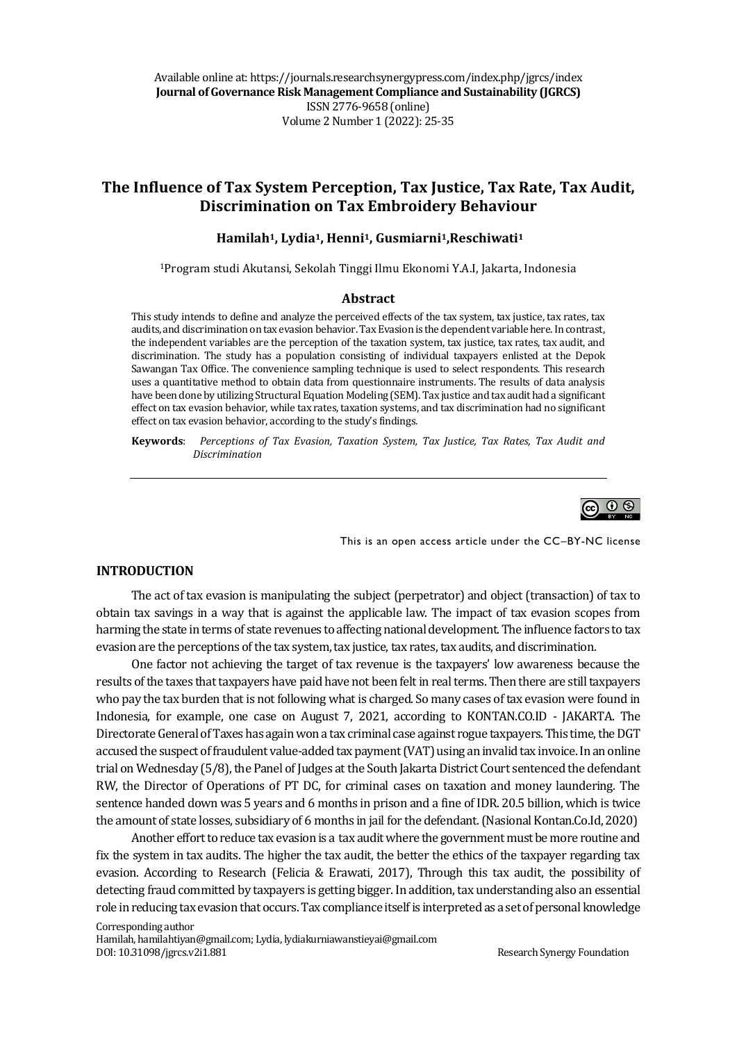Available online at: https://journals.researchsynergypress.com/index.php/jgrcs/index
**Journal of Governance Risk Management Compliance and Sustainability (JGRCS)**
ISSN 2776-9658 (online)
Volume 2 Number 1 (2022): 25-35

# The Influence of Tax System Perception, Tax Justice, Tax Rate, Tax Audit, Discrimination on Tax Embroidery Behaviour

**Hamilah[1], Lydia[1], Henni[1], Gusmiarni[1], Reschiwati[1]**

[1]Program studi Akutansi, Sekolah Tinggi Ilmu Ekonomi Y.A.I, Jakarta, Indonesia

## Abstract

This study intends to define and analyze the perceived effects of the tax system, tax justice, tax rates, tax audits, and discrimination on tax evasion behavior. Tax Evasion is the dependent variable here. In contrast, the independent variables are the perception of the taxation system, tax justice, tax rates, tax audit, and discrimination. The study has a population consisting of individual taxpayers enlisted at the Depok Sawangan Tax Office. The convenience sampling technique is used to select respondents. This research uses a quantitative method to obtain data from questionnaire instruments. The results of data analysis have been done by utilizing Structural Equation Modeling (SEM). Tax justice and tax audit had a significant effect on tax evasion behavior, while tax rates, taxation systems, and tax discrimination had no significant effect on tax evasion behavior, according to the study's findings.

**Keywords**: *Perceptions of Tax Evasion, Taxation System, Tax Justice, Tax Rates, Tax Audit and Discrimination*

This is an open access article under the CC–BY-NC license

## INTRODUCTION

The act of tax evasion is manipulating the subject (perpetrator) and object (transaction) of tax to obtain tax savings in a way that is against the applicable law. The impact of tax evasion scopes from harming the state in terms of state revenues to affecting national development. The influence factors to tax evasion are the perceptions of the tax system, tax justice, tax rates, tax audits, and discrimination.

One factor not achieving the target of tax revenue is the taxpayers' low awareness because the results of the taxes that taxpayers have paid have not been felt in real terms. Then there are still taxpayers who pay the tax burden that is not following what is charged. So many cases of tax evasion were found in Indonesia, for example, one case on August 7, 2021, according to KONTAN.CO.ID - JAKARTA. The Directorate General of Taxes has again won a tax criminal case against rogue taxpayers. This time, the DGT accused the suspect of fraudulent value-added tax payment (VAT) using an invalid tax invoice. In an online trial on Wednesday (5/8), the Panel of Judges at the South Jakarta District Court sentenced the defendant RW, the Director of Operations of PT DC, for criminal cases on taxation and money laundering. The sentence handed down was 5 years and 6 months in prison and a fine of IDR. 20.5 billion, which is twice the amount of state losses, subsidiary of 6 months in jail for the defendant. (Nasional Kontan.Co.Id, 2020)

Another effort to reduce tax evasion is a tax audit where the government must be more routine and fix the system in tax audits. The higher the tax audit, the better the ethics of the taxpayer regarding tax evasion. According to Research (Felicia & Erawati, 2017), Through this tax audit, the possibility of detecting fraud committed by taxpayers is getting bigger. In addition, tax understanding also an essential role in reducing tax evasion that occurs. Tax compliance itself is interpreted as a set of personal knowledge

Corresponding author
Hamilah, hamilahtiyan@gmail.com; Lydia, lydiakurniawanstieyai@gmail.com
DOI: 10.31098/jgrcs.v2i1.881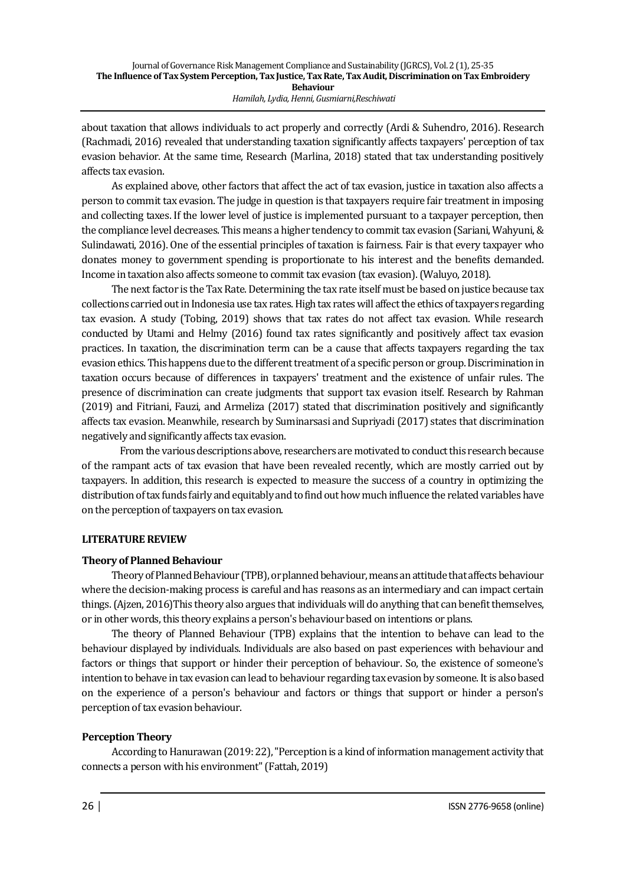about taxation that allows individuals to act properly and correctly (Ardi & Suhendro, 2016). Research (Rachmadi, 2016) revealed that understanding taxation significantly affects taxpayers' perception of tax evasion behavior. At the same time, Research (Marlina, 2018) stated that tax understanding positively affects tax evasion.

As explained above, other factors that affect the act of tax evasion, justice in taxation also affects a person to commit tax evasion. The judge in question is that taxpayers require fair treatment in imposing and collecting taxes. If the lower level of justice is implemented pursuant to a taxpayer perception, then the compliance level decreases. This means a higher tendency to commit tax evasion (Sariani, Wahyuni, & Sulindawati, 2016). One of the essential principles of taxation is fairness. Fair is that every taxpayer who donates money to government spending is proportionate to his interest and the benefits demanded. Income in taxation also affects someone to commit tax evasion (tax evasion). (Waluyo, 2018).

The next factor is the Tax Rate. Determining the tax rate itself must be based on justice because tax collections carried out in Indonesia use tax rates. High tax rates will affect the ethics of taxpayers regarding tax evasion. A study (Tobing, 2019) shows that tax rates do not affect tax evasion. While research conducted by Utami and Helmy (2016) found tax rates significantly and positively affect tax evasion practices. In taxation, the discrimination term can be a cause that affects taxpayers regarding the tax evasion ethics. This happens due to the different treatment of a specific person or group. Discrimination in taxation occurs because of differences in taxpayers' treatment and the existence of unfair rules. The presence of discrimination can create judgments that support tax evasion itself. Research by Rahman (2019) and Fitriani, Fauzi, and Armeliza (2017) stated that discrimination positively and significantly affects tax evasion. Meanwhile, research by Suminarsasi and Supriyadi (2017) states that discrimination negatively and significantly affects tax evasion.

From the various descriptions above, researchers are motivated to conduct this research because of the rampant acts of tax evasion that have been revealed recently, which are mostly carried out by taxpayers. In addition, this research is expected to measure the success of a country in optimizing the distribution of tax funds fairly and equitably and to find out how much influence the related variables have on the perception of taxpayers on tax evasion.

## LITERATURE REVIEW

### Theory of Planned Behaviour

Theory of Planned Behaviour (TPB), or planned behaviour, means an attitude that affects behaviour where the decision-making process is careful and has reasons as an intermediary and can impact certain things. (Ajzen, 2016)This theory also argues that individuals will do anything that can benefit themselves, or in other words, this theory explains a person's behaviour based on intentions or plans.

The theory of Planned Behaviour (TPB) explains that the intention to behave can lead to the behaviour displayed by individuals. Individuals are also based on past experiences with behaviour and factors or things that support or hinder their perception of behaviour. So, the existence of someone's intention to behave in tax evasion can lead to behaviour regarding tax evasion by someone. It is also based on the experience of a person's behaviour and factors or things that support or hinder a person's perception of tax evasion behaviour.

### Perception Theory

According to Hanurawan (2019: 22), "Perception is a kind of information management activity that connects a person with his environment" (Fattah, 2019)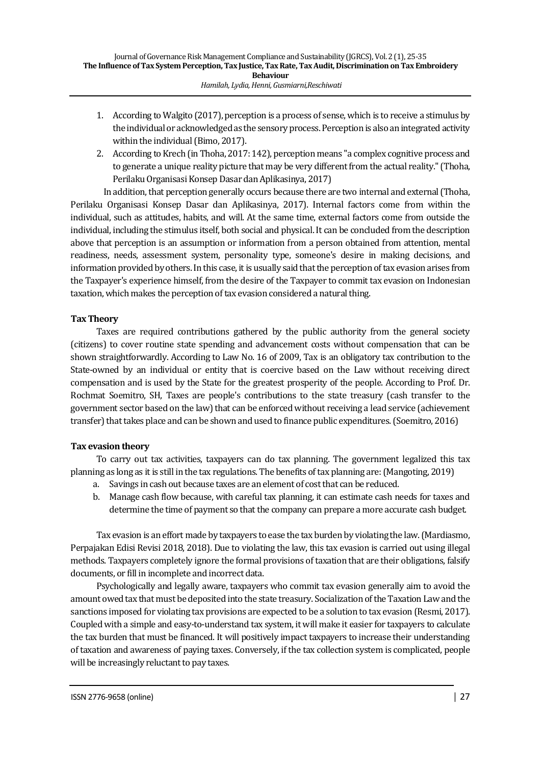1. According to Walgito (2017), perception is a process of sense, which is to receive a stimulus by the individual or acknowledged as the sensory process. Perception is also an integrated activity within the individual (Bimo, 2017).
2. According to Krech (in Thoha, 2017: 142), perception means "a complex cognitive process and to generate a unique reality picture that may be very different from the actual reality." (Thoha, Perilaku Organisasi Konsep Dasar dan Aplikasinya, 2017)

In addition, that perception generally occurs because there are two internal and external (Thoha, Perilaku Organisasi Konsep Dasar dan Aplikasinya, 2017). Internal factors come from within the individual, such as attitudes, habits, and will. At the same time, external factors come from outside the individual, including the stimulus itself, both social and physical. It can be concluded from the description above that perception is an assumption or information from a person obtained from attention, mental readiness, needs, assessment system, personality type, someone's desire in making decisions, and information provided by others. In this case, it is usually said that the perception of tax evasion arises from the Taxpayer's experience himself, from the desire of the Taxpayer to commit tax evasion on Indonesian taxation, which makes the perception of tax evasion considered a natural thing.

**Tax Theory**

Taxes are required contributions gathered by the public authority from the general society (citizens) to cover routine state spending and advancement costs without compensation that can be shown straightforwardly. According to Law No. 16 of 2009, Tax is an obligatory tax contribution to the State-owned by an individual or entity that is coercive based on the Law without receiving direct compensation and is used by the State for the greatest prosperity of the people. According to Prof. Dr. Rochmat Soemitro, SH, Taxes are people's contributions to the state treasury (cash transfer to the government sector based on the law) that can be enforced without receiving a lead service (achievement transfer) that takes place and can be shown and used to finance public expenditures. (Soemitro, 2016)

**Tax evasion theory**

To carry out tax activities, taxpayers can do tax planning. The government legalized this tax planning as long as it is still in the tax regulations. The benefits of tax planning are: (Mangoting, 2019)

a. Savings in cash out because taxes are an element of cost that can be reduced.
b. Manage cash flow because, with careful tax planning, it can estimate cash needs for taxes and determine the time of payment so that the company can prepare a more accurate cash budget.

Tax evasion is an effort made by taxpayers to ease the tax burden by violating the law. (Mardiasmo, Perpajakan Edisi Revisi 2018, 2018). Due to violating the law, this tax evasion is carried out using illegal methods. Taxpayers completely ignore the formal provisions of taxation that are their obligations, falsify documents, or fill in incomplete and incorrect data.

Psychologically and legally aware, taxpayers who commit tax evasion generally aim to avoid the amount owed tax that must be deposited into the state treasury. Socialization of the Taxation Law and the sanctions imposed for violating tax provisions are expected to be a solution to tax evasion (Resmi, 2017). Coupled with a simple and easy-to-understand tax system, it will make it easier for taxpayers to calculate the tax burden that must be financed. It will positively impact taxpayers to increase their understanding of taxation and awareness of paying taxes. Conversely, if the tax collection system is complicated, people will be increasingly reluctant to pay taxes.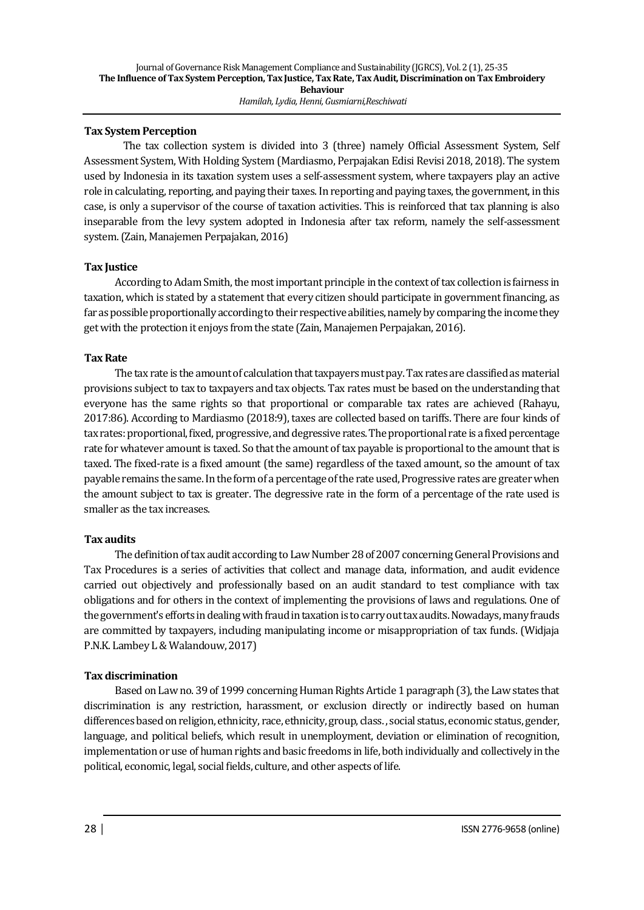### Tax System Perception

The tax collection system is divided into 3 (three) namely Official Assessment System, Self Assessment System, With Holding System (Mardiasmo, Perpajakan Edisi Revisi 2018, 2018). The system used by Indonesia in its taxation system uses a self-assessment system, where taxpayers play an active role in calculating, reporting, and paying their taxes. In reporting and paying taxes, the government, in this case, is only a supervisor of the course of taxation activities. This is reinforced that tax planning is also inseparable from the levy system adopted in Indonesia after tax reform, namely the self-assessment system. (Zain, Manajemen Perpajakan, 2016)

### Tax Justice

According to Adam Smith, the most important principle in the context of tax collection is fairness in taxation, which is stated by a statement that every citizen should participate in government financing, as far as possible proportionally according to their respective abilities, namely by comparing the income they get with the protection it enjoys from the state (Zain, Manajemen Perpajakan, 2016).

### Tax Rate

The tax rate is the amount of calculation that taxpayers must pay. Tax rates are classified as material provisions subject to tax to taxpayers and tax objects. Tax rates must be based on the understanding that everyone has the same rights so that proportional or comparable tax rates are achieved (Rahayu, 2017:86). According to Mardiasmo (2018:9), taxes are collected based on tariffs. There are four kinds of tax rates: proportional, fixed, progressive, and degressive rates. The proportional rate is a fixed percentage rate for whatever amount is taxed. So that the amount of tax payable is proportional to the amount that is taxed. The fixed-rate is a fixed amount (the same) regardless of the taxed amount, so the amount of tax payable remains the same. In the form of a percentage of the rate used, Progressive rates are greater when the amount subject to tax is greater. The degressive rate in the form of a percentage of the rate used is smaller as the tax increases.

### Tax audits

The definition of tax audit according to Law Number 28 of 2007 concerning General Provisions and Tax Procedures is a series of activities that collect and manage data, information, and audit evidence carried out objectively and professionally based on an audit standard to test compliance with tax obligations and for others in the context of implementing the provisions of laws and regulations. One of the government's efforts in dealing with fraud in taxation is to carry out tax audits. Nowadays, many frauds are committed by taxpayers, including manipulating income or misappropriation of tax funds. (Widjaja P.N.K. Lambey L & Walandouw, 2017)

### Tax discrimination

Based on Law no. 39 of 1999 concerning Human Rights Article 1 paragraph (3), the Law states that discrimination is any restriction, harassment, or exclusion directly or indirectly based on human differences based on religion, ethnicity, race, ethnicity, group, class. , social status, economic status, gender, language, and political beliefs, which result in unemployment, deviation or elimination of recognition, implementation or use of human rights and basic freedoms in life, both individually and collectively in the political, economic, legal, social fields, culture, and other aspects of life.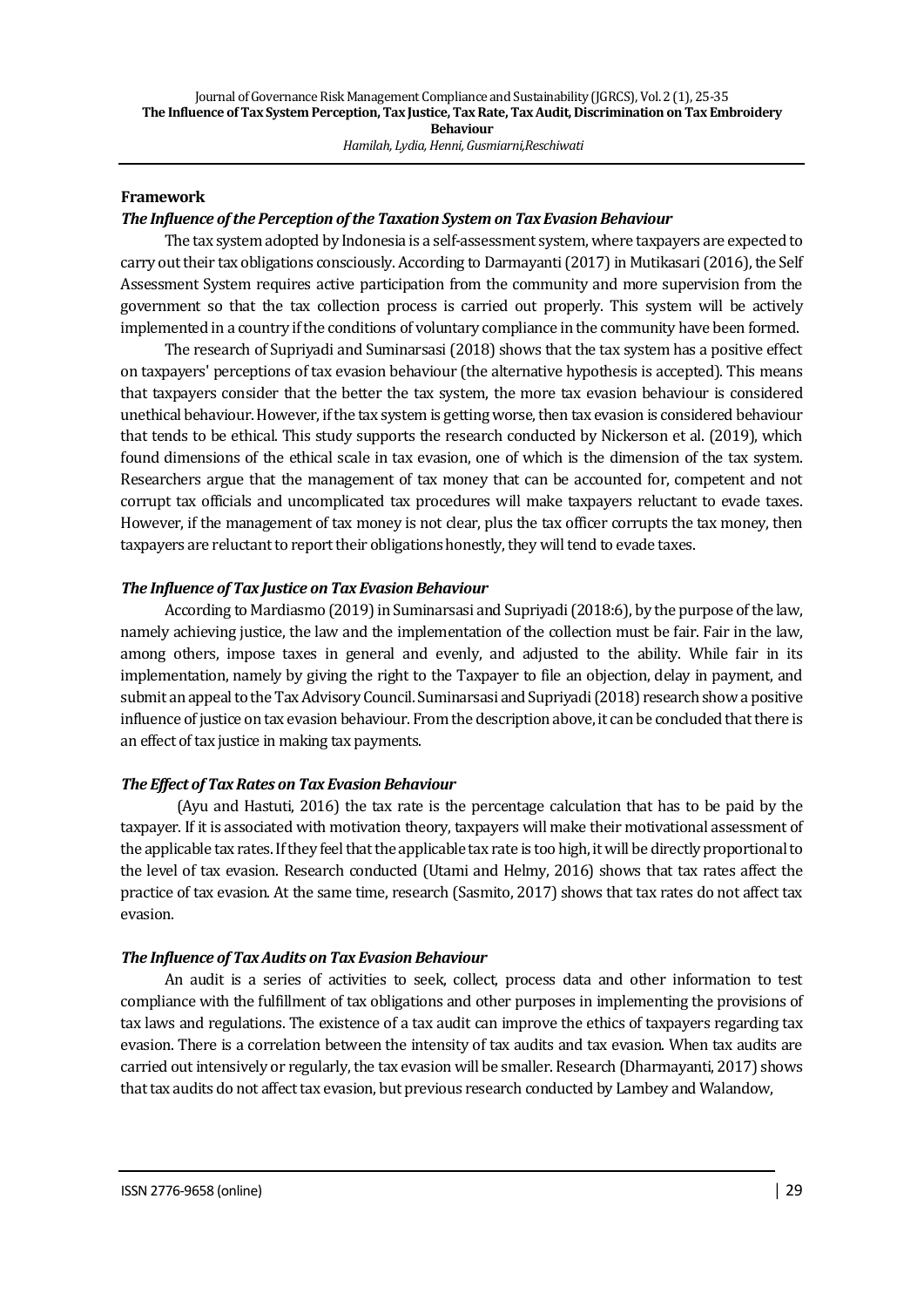### Framework

#### *The Influence of the Perception of the Taxation System on Tax Evasion Behaviour*

The tax system adopted by Indonesia is a self-assessment system, where taxpayers are expected to carry out their tax obligations consciously. According to Darmayanti (2017) in Mutikasari (2016), the Self Assessment System requires active participation from the community and more supervision from the government so that the tax collection process is carried out properly. This system will be actively implemented in a country if the conditions of voluntary compliance in the community have been formed.

The research of Supriyadi and Suminarsasi (2018) shows that the tax system has a positive effect on taxpayers' perceptions of tax evasion behaviour (the alternative hypothesis is accepted). This means that taxpayers consider that the better the tax system, the more tax evasion behaviour is considered unethical behaviour. However, if the tax system is getting worse, then tax evasion is considered behaviour that tends to be ethical. This study supports the research conducted by Nickerson et al. (2019), which found dimensions of the ethical scale in tax evasion, one of which is the dimension of the tax system. Researchers argue that the management of tax money that can be accounted for, competent and not corrupt tax officials and uncomplicated tax procedures will make taxpayers reluctant to evade taxes. However, if the management of tax money is not clear, plus the tax officer corrupts the tax money, then taxpayers are reluctant to report their obligations honestly, they will tend to evade taxes.

#### *The Influence of Tax Justice on Tax Evasion Behaviour*

According to Mardiasmo (2019) in Suminarsasi and Supriyadi (2018:6), by the purpose of the law, namely achieving justice, the law and the implementation of the collection must be fair. Fair in the law, among others, impose taxes in general and evenly, and adjusted to the ability. While fair in its implementation, namely by giving the right to the Taxpayer to file an objection, delay in payment, and submit an appeal to the Tax Advisory Council. Suminarsasi and Supriyadi (2018) research show a positive influence of justice on tax evasion behaviour. From the description above, it can be concluded that there is an effect of tax justice in making tax payments.

#### *The Effect of Tax Rates on Tax Evasion Behaviour*

(Ayu and Hastuti, 2016) the tax rate is the percentage calculation that has to be paid by the taxpayer. If it is associated with motivation theory, taxpayers will make their motivational assessment of the applicable tax rates. If they feel that the applicable tax rate is too high, it will be directly proportional to the level of tax evasion. Research conducted (Utami and Helmy, 2016) shows that tax rates affect the practice of tax evasion. At the same time, research (Sasmito, 2017) shows that tax rates do not affect tax evasion.

#### *The Influence of Tax Audits on Tax Evasion Behaviour*

An audit is a series of activities to seek, collect, process data and other information to test compliance with the fulfillment of tax obligations and other purposes in implementing the provisions of tax laws and regulations. The existence of a tax audit can improve the ethics of taxpayers regarding tax evasion. There is a correlation between the intensity of tax audits and tax evasion. When tax audits are carried out intensively or regularly, the tax evasion will be smaller. Research (Dharmayanti, 2017) shows that tax audits do not affect tax evasion, but previous research conducted by Lambey and Walandow,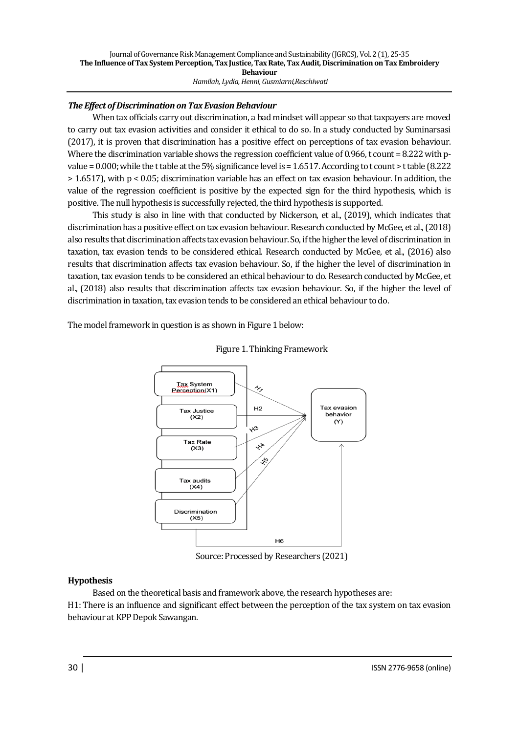### *The Effect of Discrimination on Tax Evasion Behaviour*

When tax officials carry out discrimination, a bad mindset will appear so that taxpayers are moved to carry out tax evasion activities and consider it ethical to do so. In a study conducted by Suminarsasi (2017), it is proven that discrimination has a positive effect on perceptions of tax evasion behaviour. Where the discrimination variable shows the regression coefficient value of 0.966, t count = 8.222 with p-value = 0.000; while the t table at the 5% significance level is = 1.6517. According to t count > t table (8.222 > 1.6517), with p < 0.05; discrimination variable has an effect on tax evasion behaviour. In addition, the value of the regression coefficient is positive by the expected sign for the third hypothesis, which is positive. The null hypothesis is successfully rejected, the third hypothesis is supported.

This study is also in line with that conducted by Nickerson, et al., (2019), which indicates that discrimination has a positive effect on tax evasion behaviour. Research conducted by McGee, et al., (2018) also results that discrimination affects tax evasion behaviour. So, if the higher the level of discrimination in taxation, tax evasion tends to be considered ethical. Research conducted by McGee, et al., (2016) also results that discrimination affects tax evasion behaviour. So, if the higher the level of discrimination in taxation, tax evasion tends to be considered an ethical behaviour to do. Research conducted by McGee, et al., (2018) also results that discrimination affects tax evasion behaviour. So, if the higher the level of discrimination in taxation, tax evasion tends to be considered an ethical behaviour to do.

The model framework in question is as shown in Figure 1 below:

Figure 1. Thinking Framework

Source: Processed by Researchers (2021)

**Hypothesis**

Based on the theoretical basis and framework above, the research hypotheses are:

H1: There is an influence and significant effect between the perception of the tax system on tax evasion behaviour at KPP Depok Sawangan.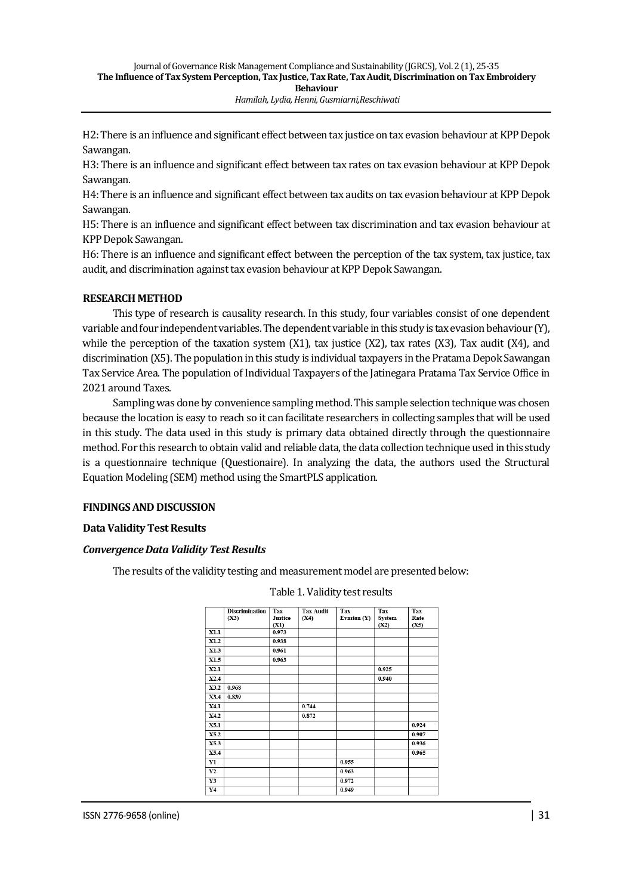H2: There is an influence and significant effect between tax justice on tax evasion behaviour at KPP Depok Sawangan.

H3: There is an influence and significant effect between tax rates on tax evasion behaviour at KPP Depok Sawangan.

H4: There is an influence and significant effect between tax audits on tax evasion behaviour at KPP Depok Sawangan.

H5: There is an influence and significant effect between tax discrimination and tax evasion behaviour at KPP Depok Sawangan.

H6: There is an influence and significant effect between the perception of the tax system, tax justice, tax audit, and discrimination against tax evasion behaviour at KPP Depok Sawangan.

## RESEARCH METHOD

This type of research is causality research. In this study, four variables consist of one dependent variable and four independent variables. The dependent variable in this study is tax evasion behaviour (Y), while the perception of the taxation system (X1), tax justice (X2), tax rates (X3), Tax audit (X4), and discrimination (X5). The population in this study is individual taxpayers in the Pratama Depok Sawangan Tax Service Area. The population of Individual Taxpayers of the Jatinegara Pratama Tax Service Office in 2021 around Taxes.

Sampling was done by convenience sampling method. This sample selection technique was chosen because the location is easy to reach so it can facilitate researchers in collecting samples that will be used in this study. The data used in this study is primary data obtained directly through the questionnaire method. For this research to obtain valid and reliable data, the data collection technique used in this study is a questionnaire technique (Questionaire). In analyzing the data, the authors used the Structural Equation Modeling (SEM) method using the SmartPLS application.

## FINDINGS AND DISCUSSION

### Data Validity Test Results

#### *Convergence Data Validity Test Results*

The results of the validity testing and measurement model are presented below:

Table 1. Validity test results

| | Discrimination (X3) | Tax Justice (X1) | Tax Audit (X4) | Tax Evasion (Y) | Tax System (X2) | Tax Rate (X5) |
|---|---|---|---|---|---|---|
| X1.1 | | 0.973 | | | | |
| X1.2 | | 0.938 | | | | |
| X1.3 | | 0.961 | | | | |
| X1.5 | | 0.963 | | | | |
| X2.1 | | | | | 0.925 | |
| X2.4 | | | | | 0.940 | |
| X3.2 | 0.968 | | | | | |
| X3.4 | 0.839 | | | | | |
| X4.1 | | | 0.744 | | | |
| X4.2 | | | 0.872 | | | |
| X5.1 | | | | | | 0.924 |
| X5.2 | | | | | | 0.907 |
| X5.3 | | | | | | 0.936 |
| X5.4 | | | | | | 0.965 |
| Y1 | | | | 0.955 | | |
| Y2 | | | | 0.963 | | |
| Y3 | | | | 0.972 | | |
| Y4 | | | | 0.949 | | |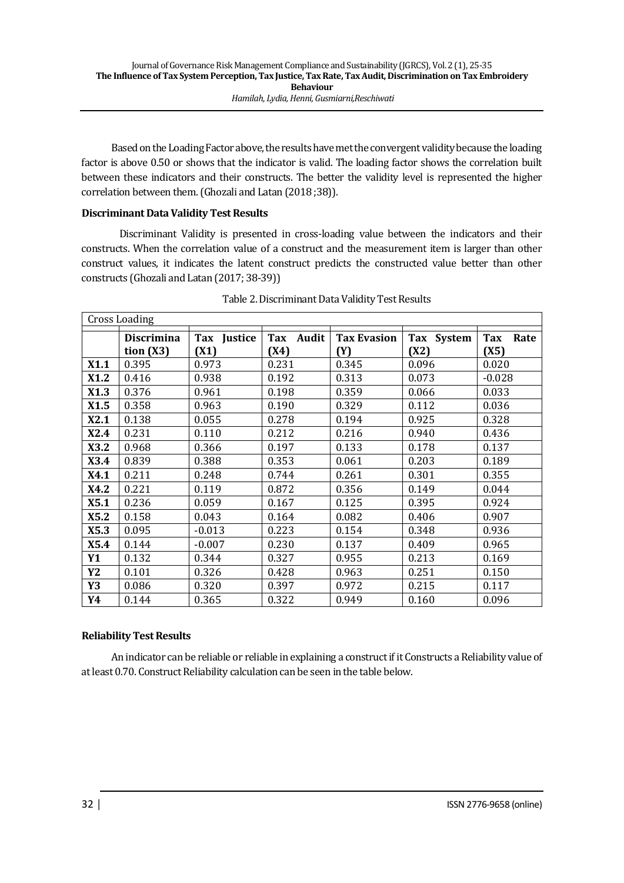Based on the Loading Factor above, the results have met the convergent validity because the loading factor is above 0.50 or shows that the indicator is valid. The loading factor shows the correlation built between these indicators and their constructs. The better the validity level is represented the higher correlation between them. (Ghozali and Latan (2018 ;38)).

**Discriminant Data Validity Test Results**

Discriminant Validity is presented in cross-loading value between the indicators and their constructs. When the correlation value of a construct and the measurement item is larger than other construct values, it indicates the latent construct predicts the constructed value better than other constructs (Ghozali and Latan (2017; 38-39))

Table 2. Discriminant Data Validity Test Results

| Cross Loading | | | | | | |
|---|---|---|---|---|---|---|
| | **Discrimination (X3)** | **Tax Justice (X1)** | **Tax Audit (X4)** | **Tax Evasion (Y)** | **Tax System (X2)** | **Tax Rate (X5)** |
| **X1.1** | 0.395 | 0.973 | 0.231 | 0.345 | 0.096 | 0.020 |
| **X1.2** | 0.416 | 0.938 | 0.192 | 0.313 | 0.073 | -0.028 |
| **X1.3** | 0.376 | 0.961 | 0.198 | 0.359 | 0.066 | 0.033 |
| **X1.5** | 0.358 | 0.963 | 0.190 | 0.329 | 0.112 | 0.036 |
| **X2.1** | 0.138 | 0.055 | 0.278 | 0.194 | 0.925 | 0.328 |
| **X2.4** | 0.231 | 0.110 | 0.212 | 0.216 | 0.940 | 0.436 |
| **X3.2** | 0.968 | 0.366 | 0.197 | 0.133 | 0.178 | 0.137 |
| **X3.4** | 0.839 | 0.388 | 0.353 | 0.061 | 0.203 | 0.189 |
| **X4.1** | 0.211 | 0.248 | 0.744 | 0.261 | 0.301 | 0.355 |
| **X4.2** | 0.221 | 0.119 | 0.872 | 0.356 | 0.149 | 0.044 |
| **X5.1** | 0.236 | 0.059 | 0.167 | 0.125 | 0.395 | 0.924 |
| **X5.2** | 0.158 | 0.043 | 0.164 | 0.082 | 0.406 | 0.907 |
| **X5.3** | 0.095 | -0.013 | 0.223 | 0.154 | 0.348 | 0.936 |
| **X5.4** | 0.144 | -0.007 | 0.230 | 0.137 | 0.409 | 0.965 |
| **Y1** | 0.132 | 0.344 | 0.327 | 0.955 | 0.213 | 0.169 |
| **Y2** | 0.101 | 0.326 | 0.428 | 0.963 | 0.251 | 0.150 |
| **Y3** | 0.086 | 0.320 | 0.397 | 0.972 | 0.215 | 0.117 |
| **Y4** | 0.144 | 0.365 | 0.322 | 0.949 | 0.160 | 0.096 |

**Reliability Test Results**

An indicator can be reliable or reliable in explaining a construct if it Constructs a Reliability value of at least 0.70. Construct Reliability calculation can be seen in the table below.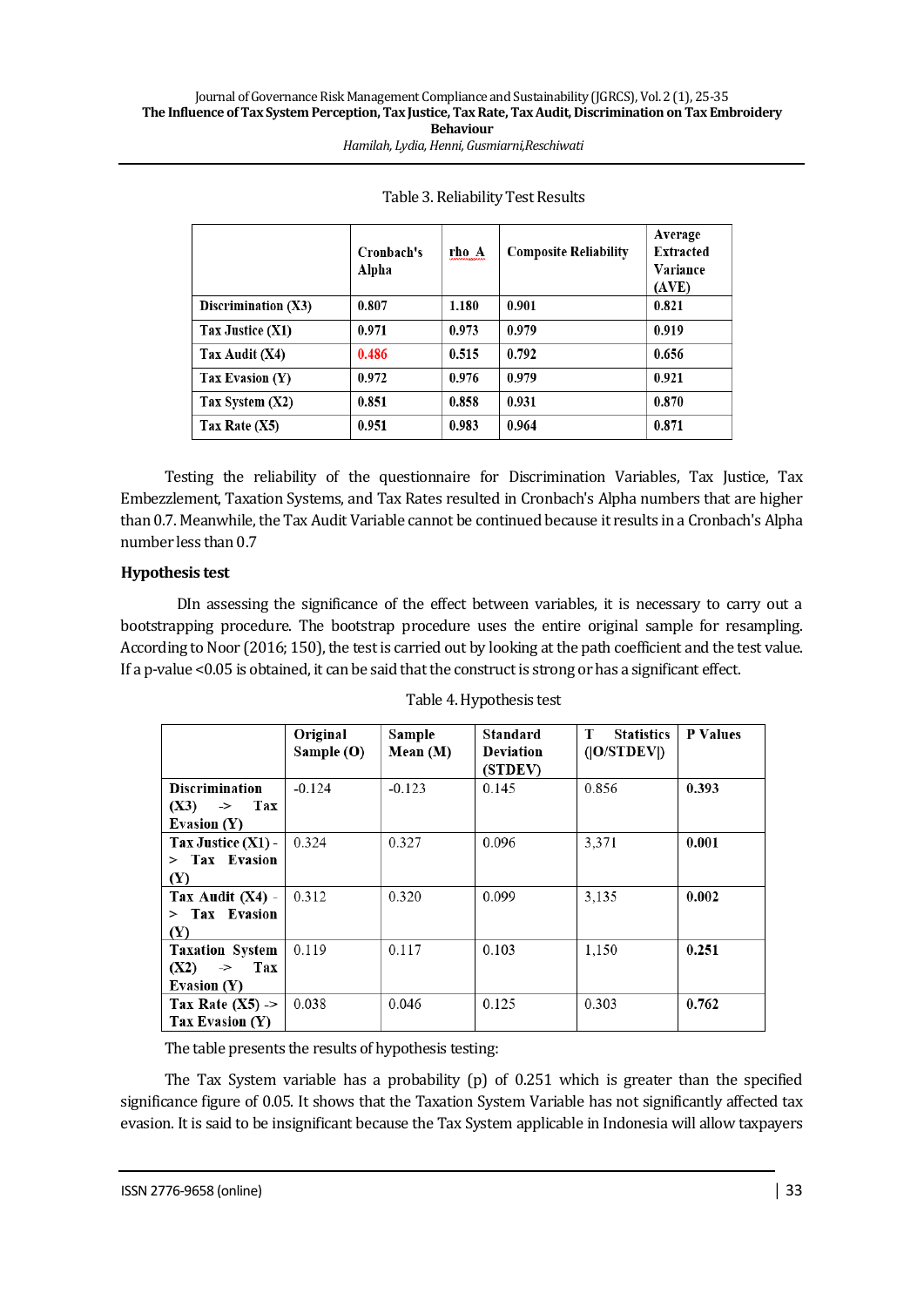Table 3. Reliability Test Results

| | Cronbach's Alpha | rho_A | Composite Reliability | Average Extracted Variance (AVE) |
|---|---|---|---|---|
| Discrimination (X3) | 0.807 | 1.180 | 0.901 | 0.821 |
| Tax Justice (X1) | 0.971 | 0.973 | 0.979 | 0.919 |
| Tax Audit (X4) | 0.486 | 0.515 | 0.792 | 0.656 |
| Tax Evasion (Y) | 0.972 | 0.976 | 0.979 | 0.921 |
| Tax System (X2) | 0.851 | 0.858 | 0.931 | 0.870 |
| Tax Rate (X5) | 0.951 | 0.983 | 0.964 | 0.871 |

Testing the reliability of the questionnaire for Discrimination Variables, Tax Justice, Tax Embezzlement, Taxation Systems, and Tax Rates resulted in Cronbach's Alpha numbers that are higher than 0.7. Meanwhile, the Tax Audit Variable cannot be continued because it results in a Cronbach's Alpha number less than 0.7

### Hypothesis test

DIn assessing the significance of the effect between variables, it is necessary to carry out a bootstrapping procedure. The bootstrap procedure uses the entire original sample for resampling. According to Noor (2016; 150), the test is carried out by looking at the path coefficient and the test value. If a p-value <0.05 is obtained, it can be said that the construct is strong or has a significant effect.

Table 4. Hypothesis test

| | Original Sample (O) | Sample Mean (M) | Standard Deviation (STDEV) | T Statistics (\|O/STDEV\|) | P Values |
|---|---|---|---|---|---|
| Discrimination (X3) -> Tax Evasion (Y) | -0.124 | -0.123 | 0.145 | 0.856 | **0.393** |
| Tax Justice (X1) -> Tax Evasion (Y) | 0.324 | 0.327 | 0.096 | 3,371 | **0.001** |
| Tax Audit (X4) -> Tax Evasion (Y) | 0.312 | 0.320 | 0.099 | 3,135 | **0.002** |
| Taxation System (X2) -> Tax Evasion (Y) | 0.119 | 0.117 | 0.103 | 1,150 | **0.251** |
| Tax Rate (X5) -> Tax Evasion (Y) | 0.038 | 0.046 | 0.125 | 0.303 | **0.762** |

The table presents the results of hypothesis testing:

The Tax System variable has a probability (p) of 0.251 which is greater than the specified significance figure of 0.05. It shows that the Taxation System Variable has not significantly affected tax evasion. It is said to be insignificant because the Tax System applicable in Indonesia will allow taxpayers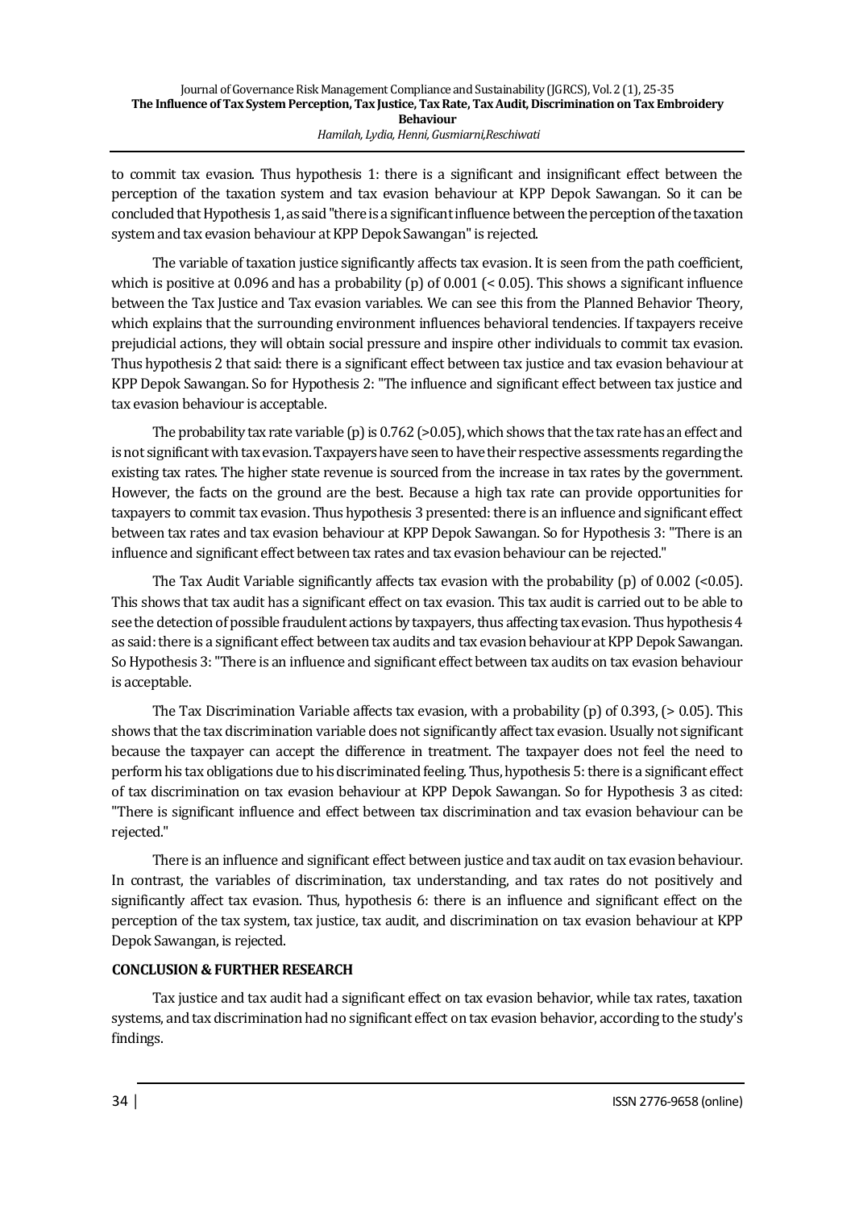to commit tax evasion. Thus hypothesis 1: there is a significant and insignificant effect between the perception of the taxation system and tax evasion behaviour at KPP Depok Sawangan. So it can be concluded that Hypothesis 1, as said "there is a significant influence between the perception of the taxation system and tax evasion behaviour at KPP Depok Sawangan" is rejected.

The variable of taxation justice significantly affects tax evasion. It is seen from the path coefficient, which is positive at 0.096 and has a probability (p) of 0.001 (< 0.05). This shows a significant influence between the Tax Justice and Tax evasion variables. We can see this from the Planned Behavior Theory, which explains that the surrounding environment influences behavioral tendencies. If taxpayers receive prejudicial actions, they will obtain social pressure and inspire other individuals to commit tax evasion. Thus hypothesis 2 that said: there is a significant effect between tax justice and tax evasion behaviour at KPP Depok Sawangan. So for Hypothesis 2: "The influence and significant effect between tax justice and tax evasion behaviour is acceptable.

The probability tax rate variable (p) is 0.762 (>0.05), which shows that the tax rate has an effect and is not significant with tax evasion. Taxpayers have seen to have their respective assessments regarding the existing tax rates. The higher state revenue is sourced from the increase in tax rates by the government. However, the facts on the ground are the best. Because a high tax rate can provide opportunities for taxpayers to commit tax evasion. Thus hypothesis 3 presented: there is an influence and significant effect between tax rates and tax evasion behaviour at KPP Depok Sawangan. So for Hypothesis 3: "There is an influence and significant effect between tax rates and tax evasion behaviour can be rejected."

The Tax Audit Variable significantly affects tax evasion with the probability (p) of 0.002 (<0.05). This shows that tax audit has a significant effect on tax evasion. This tax audit is carried out to be able to see the detection of possible fraudulent actions by taxpayers, thus affecting tax evasion. Thus hypothesis 4 as said: there is a significant effect between tax audits and tax evasion behaviour at KPP Depok Sawangan. So Hypothesis 3: "There is an influence and significant effect between tax audits on tax evasion behaviour is acceptable.

The Tax Discrimination Variable affects tax evasion, with a probability (p) of 0.393, (> 0.05). This shows that the tax discrimination variable does not significantly affect tax evasion. Usually not significant because the taxpayer can accept the difference in treatment. The taxpayer does not feel the need to perform his tax obligations due to his discriminated feeling. Thus, hypothesis 5: there is a significant effect of tax discrimination on tax evasion behaviour at KPP Depok Sawangan. So for Hypothesis 3 as cited: "There is significant influence and effect between tax discrimination and tax evasion behaviour can be rejected."

There is an influence and significant effect between justice and tax audit on tax evasion behaviour. In contrast, the variables of discrimination, tax understanding, and tax rates do not positively and significantly affect tax evasion. Thus, hypothesis 6: there is an influence and significant effect on the perception of the tax system, tax justice, tax audit, and discrimination on tax evasion behaviour at KPP Depok Sawangan, is rejected.

## CONCLUSION & FURTHER RESEARCH

Tax justice and tax audit had a significant effect on tax evasion behavior, while tax rates, taxation systems, and tax discrimination had no significant effect on tax evasion behavior, according to the study's findings.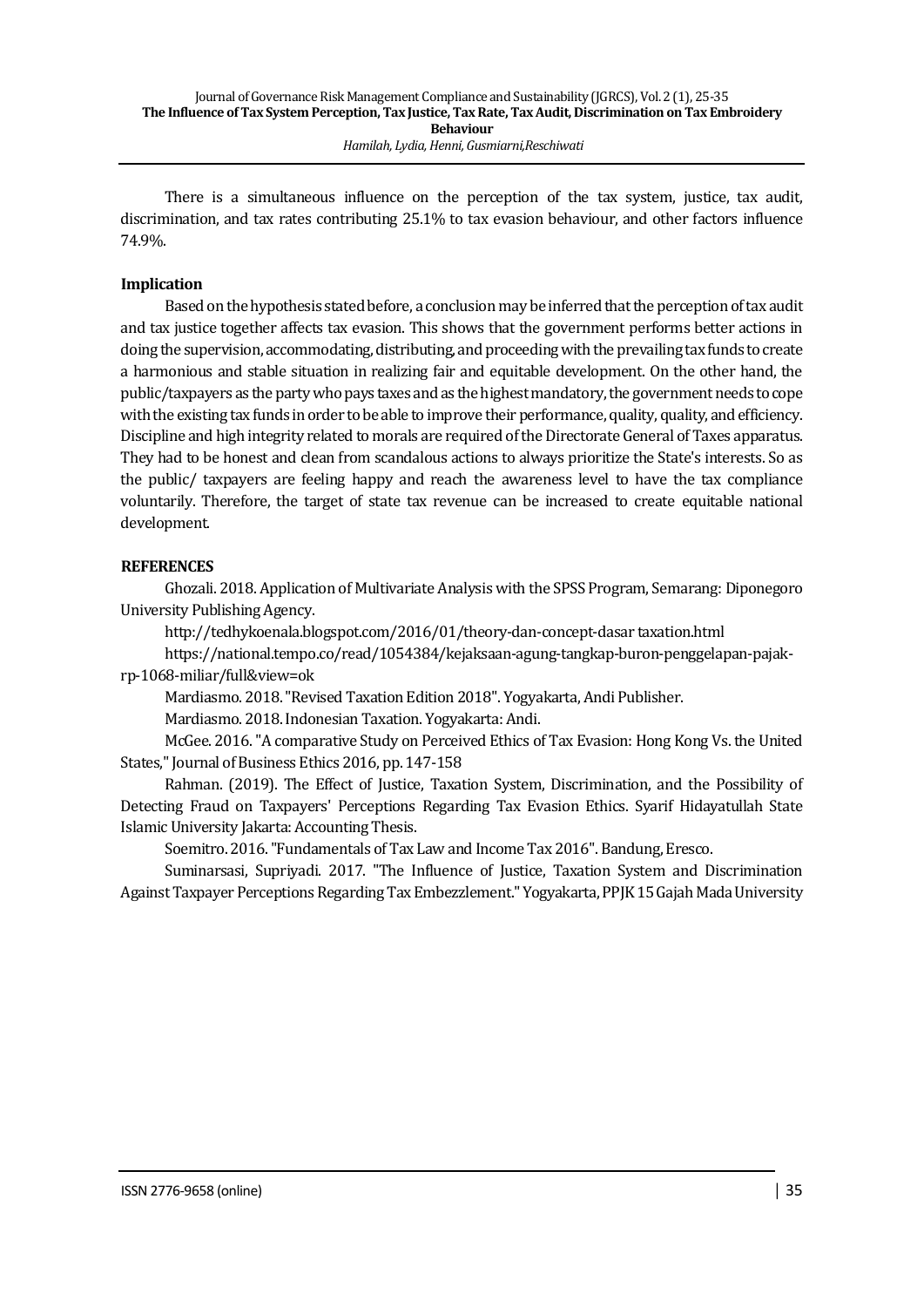There is a simultaneous influence on the perception of the tax system, justice, tax audit, discrimination, and tax rates contributing 25.1% to tax evasion behaviour, and other factors influence 74.9%.

## Implication

Based on the hypothesis stated before, a conclusion may be inferred that the perception of tax audit and tax justice together affects tax evasion. This shows that the government performs better actions in doing the supervision, accommodating, distributing, and proceeding with the prevailing tax funds to create a harmonious and stable situation in realizing fair and equitable development. On the other hand, the public/taxpayers as the party who pays taxes and as the highest mandatory, the government needs to cope with the existing tax funds in order to be able to improve their performance, quality, quality, and efficiency. Discipline and high integrity related to morals are required of the Directorate General of Taxes apparatus. They had to be honest and clean from scandalous actions to always prioritize the State's interests. So as the public/ taxpayers are feeling happy and reach the awareness level to have the tax compliance voluntarily. Therefore, the target of state tax revenue can be increased to create equitable national development.

## REFERENCES

Ghozali. 2018. Application of Multivariate Analysis with the SPSS Program, Semarang: Diponegoro University Publishing Agency.

http://tedhykoenala.blogspot.com/2016/01/theory-dan-concept-dasar taxation.html

https://national.tempo.co/read/1054384/kejaksaan-agung-tangkap-buron-penggelapan-pajak-rp-1068-miliar/full&view=ok

Mardiasmo. 2018. "Revised Taxation Edition 2018". Yogyakarta, Andi Publisher.

Mardiasmo. 2018. Indonesian Taxation. Yogyakarta: Andi.

McGee. 2016. "A comparative Study on Perceived Ethics of Tax Evasion: Hong Kong Vs. the United States," Journal of Business Ethics 2016, pp. 147-158

Rahman. (2019). The Effect of Justice, Taxation System, Discrimination, and the Possibility of Detecting Fraud on Taxpayers' Perceptions Regarding Tax Evasion Ethics. Syarif Hidayatullah State Islamic University Jakarta: Accounting Thesis.

Soemitro. 2016. "Fundamentals of Tax Law and Income Tax 2016". Bandung, Eresco.

Suminarsasi, Supriyadi. 2017. "The Influence of Justice, Taxation System and Discrimination Against Taxpayer Perceptions Regarding Tax Embezzlement." Yogyakarta, PPJK 15 Gajah Mada University